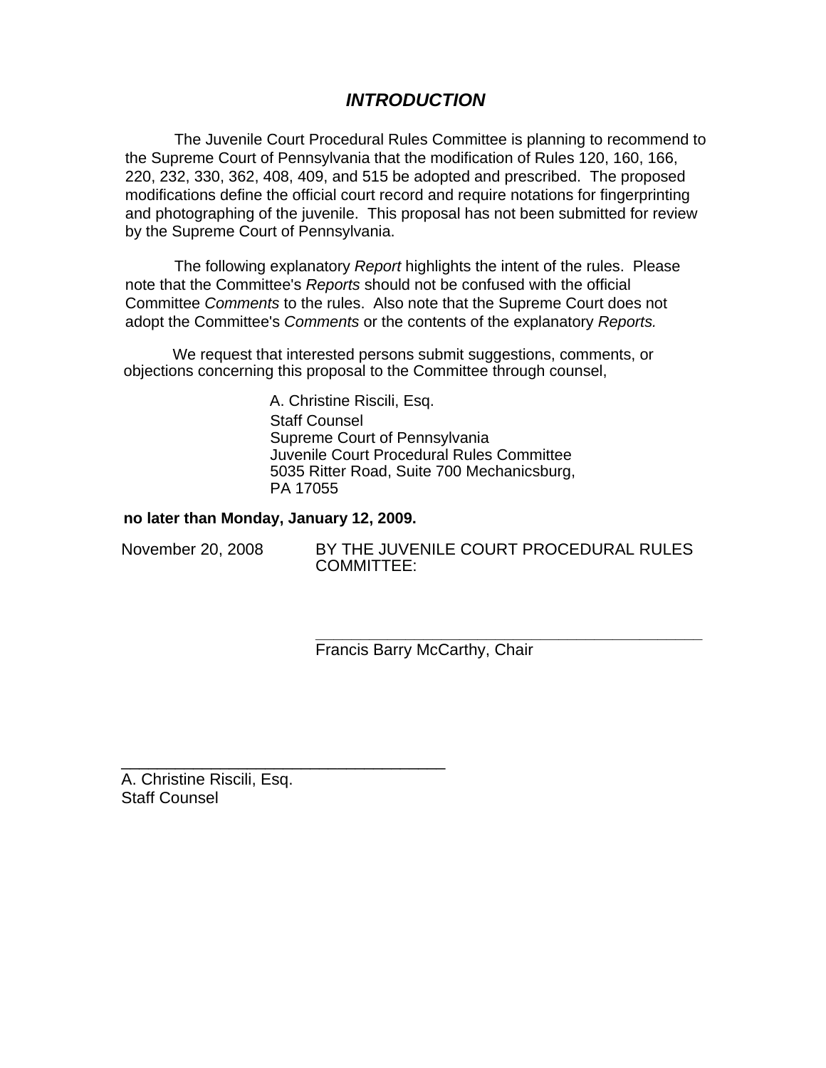# *INTRODUCTION*

The Juvenile Court Procedural Rules Committee is planning to recommend to the Supreme Court of Pennsylvania that the modification of Rules 120, 160, 166, 220, 232, 330, 362, 408, 409, and 515 be adopted and prescribed. The proposed modifications define the official court record and require notations for fingerprinting and photographing of the juvenile. This proposal has not been submitted for review by the Supreme Court of Pennsylvania.

The following explanatory *Report* highlights the intent of the rules. Please note that the Committee's *Reports* should not be confused with the official Committee *Comments* to the rules. Also note that the Supreme Court does not adopt the Committee's *Comments* or the contents of the explanatory *Reports.*

We request that interested persons submit suggestions, comments, or objections concerning this proposal to the Committee through counsel,

A. Christine Riscili, Esq.
Staff Counsel
Supreme Court of Pennsylvania
Juvenile Court Procedural Rules Committee
5035 Ritter Road, Suite 700 Mechanicsburg, PA 17055

**no later than Monday, January 12, 2009.**

November 20, 2008

BY THE JUVENILE COURT PROCEDURAL RULES COMMITTEE:

\_\_\_\_\_\_\_\_\_\_\_\_\_\_\_\_\_\_\_\_\_\_\_\_\_\_\_\_\_\_\_\_\_\_\_\_\_\_\_\_
Francis Barry McCarthy, Chair

\_\_\_\_\_\_\_\_\_\_\_\_\_\_\_\_\_\_\_\_\_\_\_\_\_\_\_\_\_\_\_\_\_\_\_\_\_\_\_\_
A. Christine Riscili, Esq.
Staff Counsel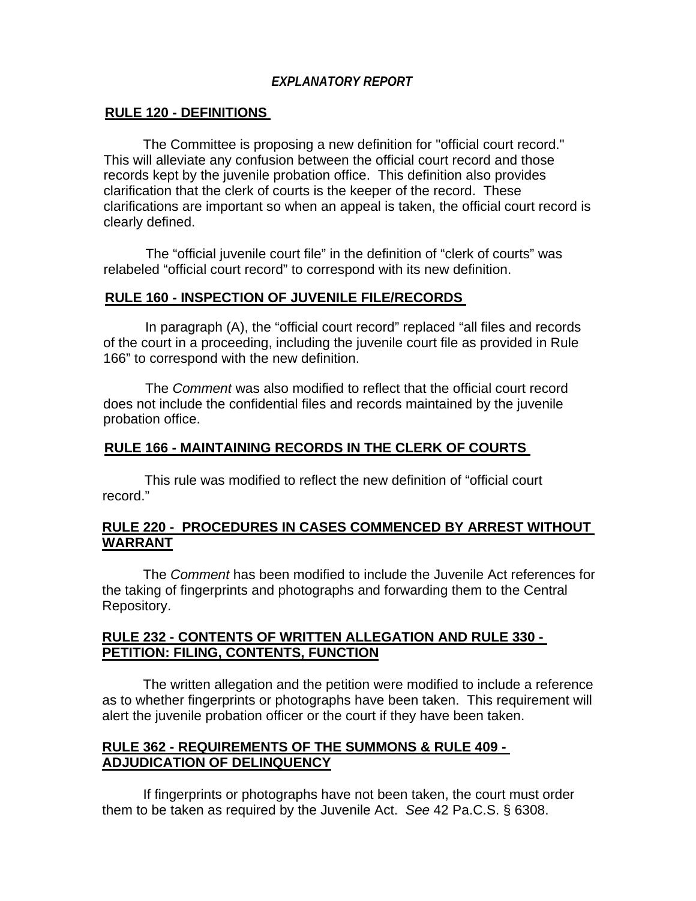# *EXPLANATORY REPORT*

## RULE 120 - DEFINITIONS

The Committee is proposing a new definition for "official court record." This will alleviate any confusion between the official court record and those records kept by the juvenile probation office. This definition also provides clarification that the clerk of courts is the keeper of the record. These clarifications are important so when an appeal is taken, the official court record is clearly defined.

The "official juvenile court file" in the definition of "clerk of courts" was relabeled "official court record" to correspond with its new definition.

## RULE 160 - INSPECTION OF JUVENILE FILE/RECORDS

In paragraph (A), the "official court record" replaced "all files and records of the court in a proceeding, including the juvenile court file as provided in Rule 166" to correspond with the new definition.

The *Comment* was also modified to reflect that the official court record does not include the confidential files and records maintained by the juvenile probation office.

## RULE 166 - MAINTAINING RECORDS IN THE CLERK OF COURTS

This rule was modified to reflect the new definition of "official court record."

## RULE 220 - PROCEDURES IN CASES COMMENCED BY ARREST WITHOUT WARRANT

The *Comment* has been modified to include the Juvenile Act references for the taking of fingerprints and photographs and forwarding them to the Central Repository.

## RULE 232 - CONTENTS OF WRITTEN ALLEGATION AND RULE 330 - PETITION: FILING, CONTENTS, FUNCTION

The written allegation and the petition were modified to include a reference as to whether fingerprints or photographs have been taken. This requirement will alert the juvenile probation officer or the court if they have been taken.

## RULE 362 - REQUIREMENTS OF THE SUMMONS & RULE 409 - ADJUDICATION OF DELINQUENCY

If fingerprints or photographs have not been taken, the court must order them to be taken as required by the Juvenile Act. *See* 42 Pa.C.S. § 6308.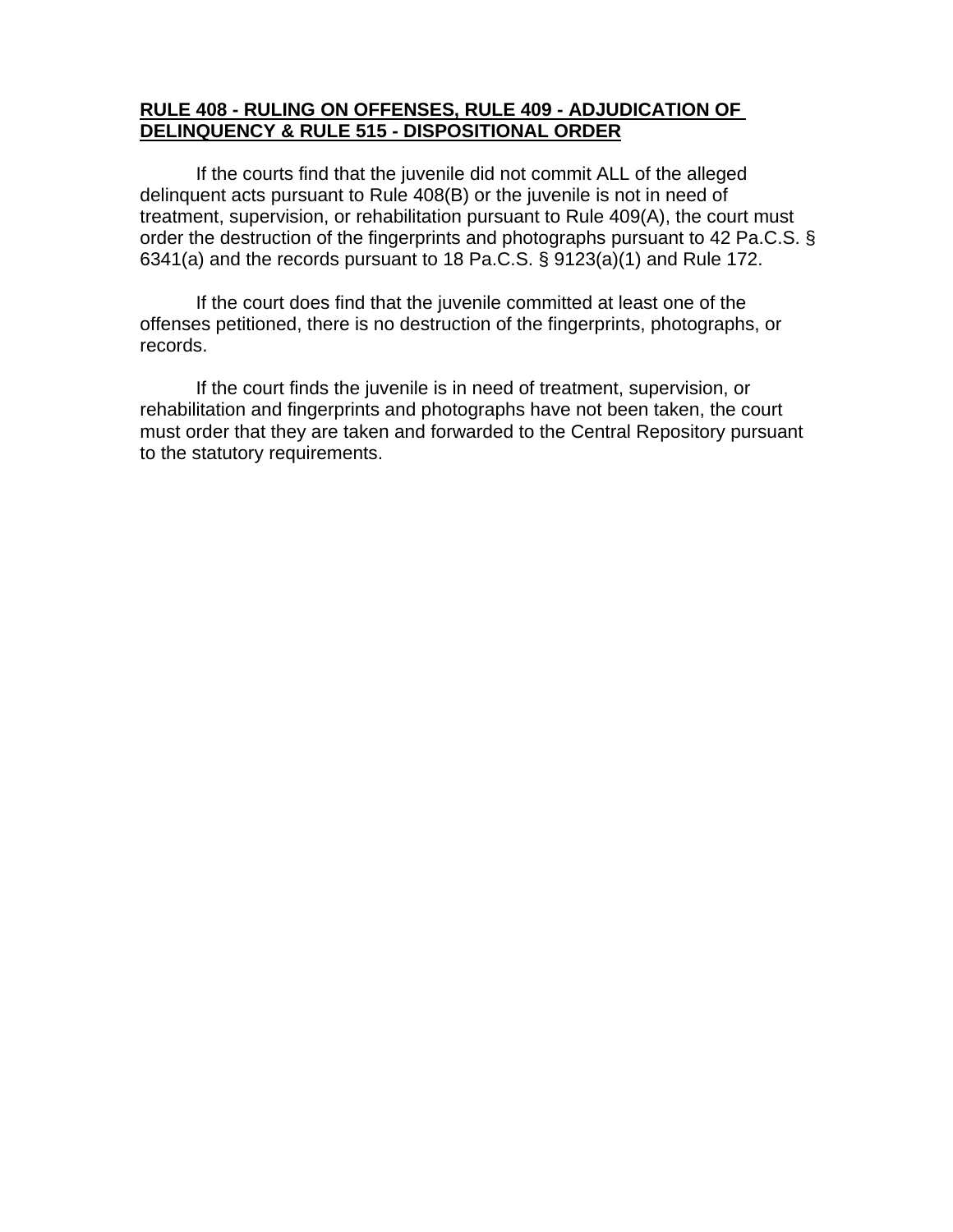**RULE 408 - RULING ON OFFENSES, RULE 409 - ADJUDICATION OF DELINQUENCY & RULE 515 - DISPOSITIONAL ORDER**

If the courts find that the juvenile did not commit ALL of the alleged delinquent acts pursuant to Rule 408(B) or the juvenile is not in need of treatment, supervision, or rehabilitation pursuant to Rule 409(A), the court must order the destruction of the fingerprints and photographs pursuant to 42 Pa.C.S. § 6341(a) and the records pursuant to 18 Pa.C.S. § 9123(a)(1) and Rule 172.

If the court does find that the juvenile committed at least one of the offenses petitioned, there is no destruction of the fingerprints, photographs, or records.

If the court finds the juvenile is in need of treatment, supervision, or rehabilitation and fingerprints and photographs have not been taken, the court must order that they are taken and forwarded to the Central Repository pursuant to the statutory requirements.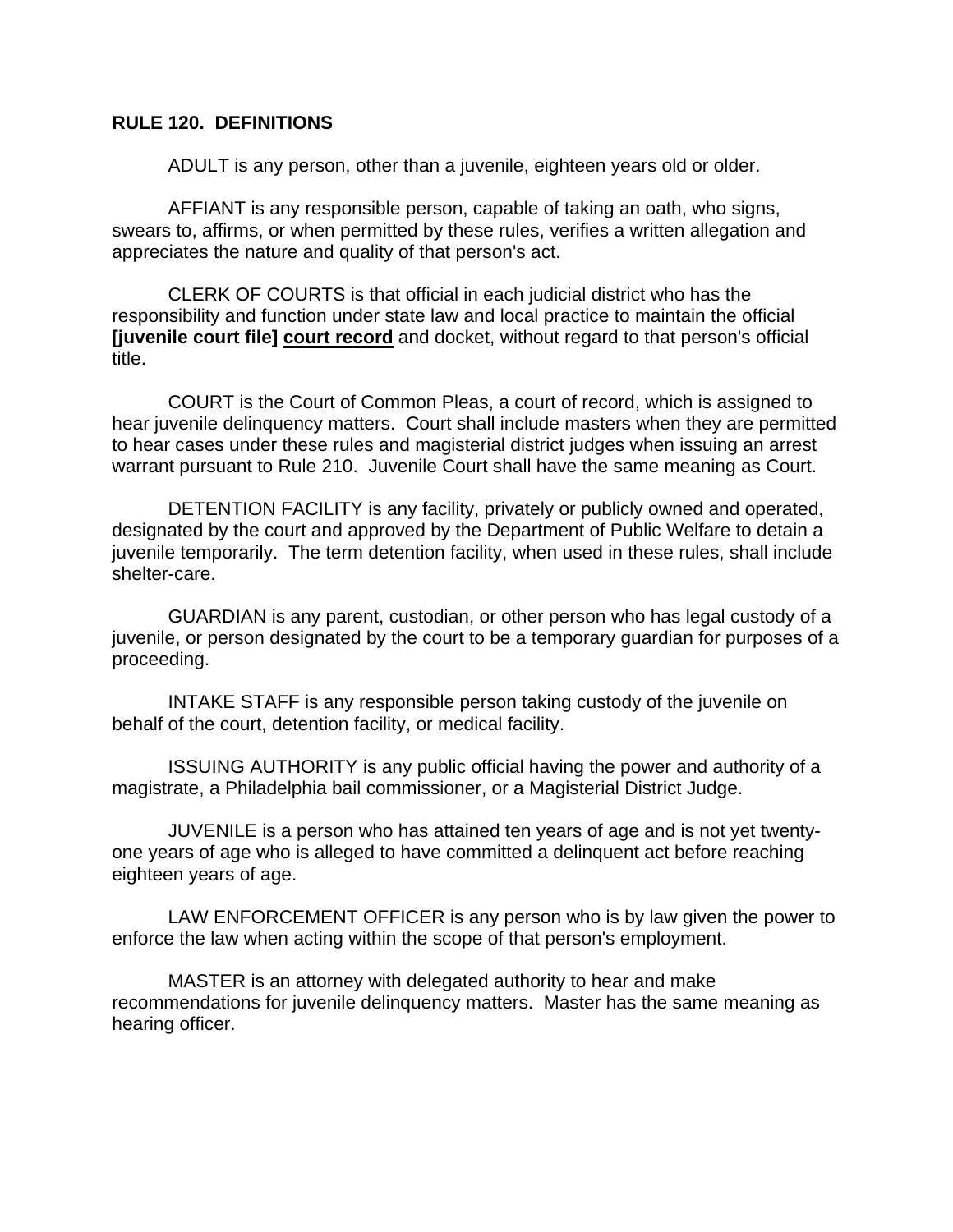**RULE 120. DEFINITIONS**

ADULT is any person, other than a juvenile, eighteen years old or older.

AFFIANT is any responsible person, capable of taking an oath, who signs, swears to, affirms, or when permitted by these rules, verifies a written allegation and appreciates the nature and quality of that person's act.

CLERK OF COURTS is that official in each judicial district who has the responsibility and function under state law and local practice to maintain the official **[juvenile court file]** **<u>court record</u>** and docket, without regard to that person's official title.

COURT is the Court of Common Pleas, a court of record, which is assigned to hear juvenile delinquency matters. Court shall include masters when they are permitted to hear cases under these rules and magisterial district judges when issuing an arrest warrant pursuant to Rule 210. Juvenile Court shall have the same meaning as Court.

DETENTION FACILITY is any facility, privately or publicly owned and operated, designated by the court and approved by the Department of Public Welfare to detain a juvenile temporarily. The term detention facility, when used in these rules, shall include shelter-care.

GUARDIAN is any parent, custodian, or other person who has legal custody of a juvenile, or person designated by the court to be a temporary guardian for purposes of a proceeding.

INTAKE STAFF is any responsible person taking custody of the juvenile on behalf of the court, detention facility, or medical facility.

ISSUING AUTHORITY is any public official having the power and authority of a magistrate, a Philadelphia bail commissioner, or a Magisterial District Judge.

JUVENILE is a person who has attained ten years of age and is not yet twenty-one years of age who is alleged to have committed a delinquent act before reaching eighteen years of age.

LAW ENFORCEMENT OFFICER is any person who is by law given the power to enforce the law when acting within the scope of that person's employment.

MASTER is an attorney with delegated authority to hear and make recommendations for juvenile delinquency matters. Master has the same meaning as hearing officer.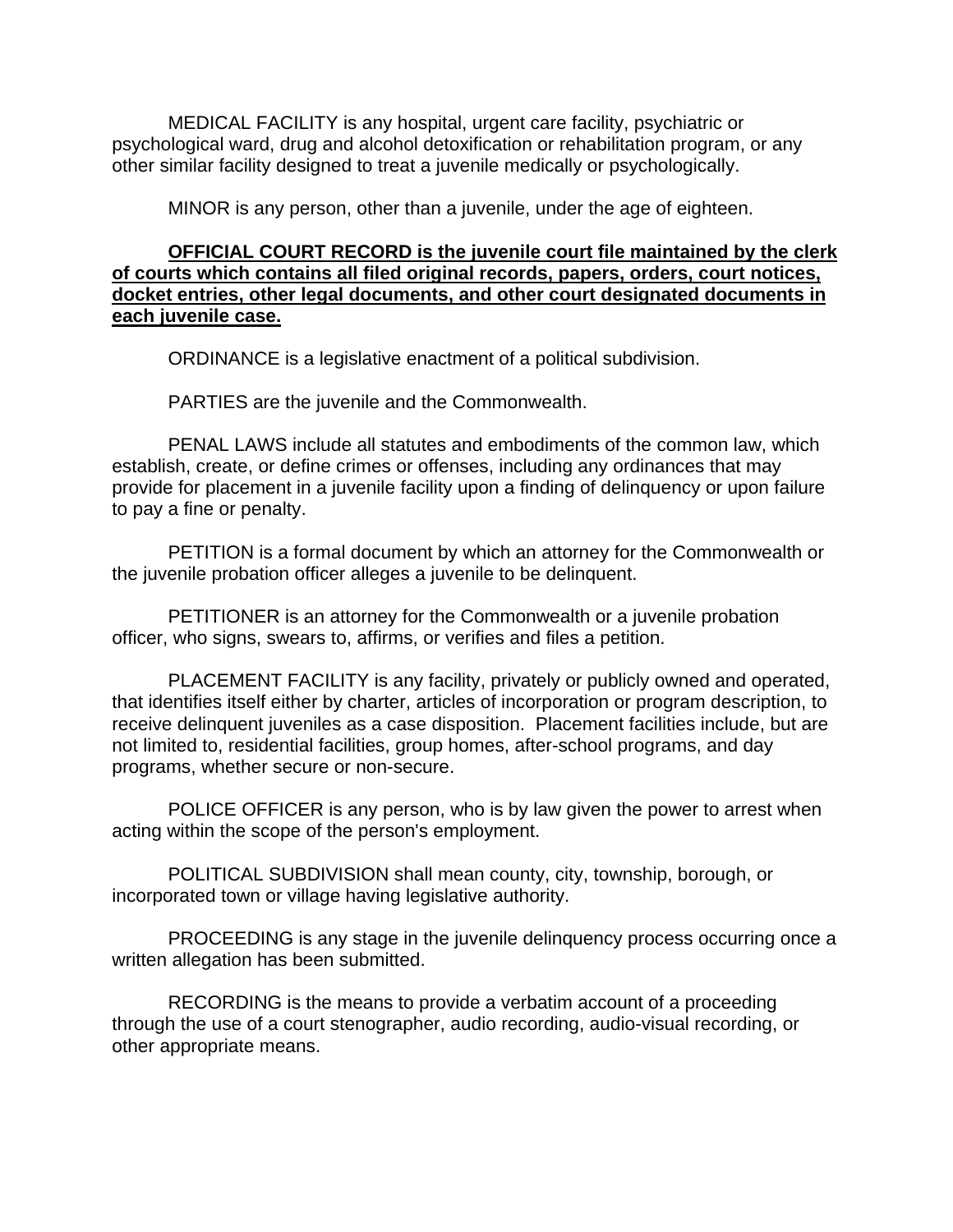MEDICAL FACILITY is any hospital, urgent care facility, psychiatric or psychological ward, drug and alcohol detoxification or rehabilitation program, or any other similar facility designed to treat a juvenile medically or psychologically.

MINOR is any person, other than a juvenile, under the age of eighteen.

<u>**OFFICIAL COURT RECORD is the juvenile court file maintained by the clerk of courts which contains all filed original records, papers, orders, court notices, docket entries, other legal documents, and other court designated documents in each juvenile case.**</u>

ORDINANCE is a legislative enactment of a political subdivision.

PARTIES are the juvenile and the Commonwealth.

PENAL LAWS include all statutes and embodiments of the common law, which establish, create, or define crimes or offenses, including any ordinances that may provide for placement in a juvenile facility upon a finding of delinquency or upon failure to pay a fine or penalty.

PETITION is a formal document by which an attorney for the Commonwealth or the juvenile probation officer alleges a juvenile to be delinquent.

PETITIONER is an attorney for the Commonwealth or a juvenile probation officer, who signs, swears to, affirms, or verifies and files a petition.

PLACEMENT FACILITY is any facility, privately or publicly owned and operated, that identifies itself either by charter, articles of incorporation or program description, to receive delinquent juveniles as a case disposition. Placement facilities include, but are not limited to, residential facilities, group homes, after-school programs, and day programs, whether secure or non-secure.

POLICE OFFICER is any person, who is by law given the power to arrest when acting within the scope of the person's employment.

POLITICAL SUBDIVISION shall mean county, city, township, borough, or incorporated town or village having legislative authority.

PROCEEDING is any stage in the juvenile delinquency process occurring once a written allegation has been submitted.

RECORDING is the means to provide a verbatim account of a proceeding through the use of a court stenographer, audio recording, audio-visual recording, or other appropriate means.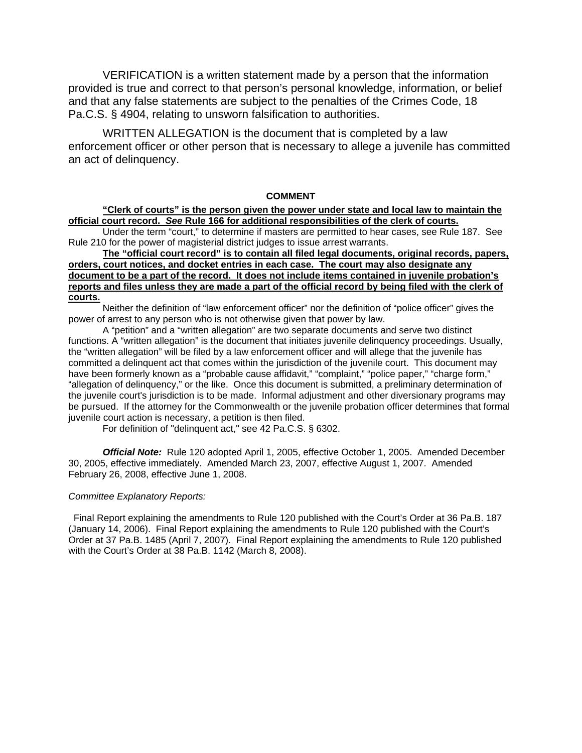VERIFICATION is a written statement made by a person that the information provided is true and correct to that person's personal knowledge, information, or belief and that any false statements are subject to the penalties of the Crimes Code, 18 Pa.C.S. § 4904, relating to unsworn falsification to authorities.

WRITTEN ALLEGATION is the document that is completed by a law enforcement officer or other person that is necessary to allege a juvenile has committed an act of delinquency.

**COMMENT**

<u>**"Clerk of courts" is the person given the power under state and local law to maintain the official court record.** ***See*** **Rule 166 for additional responsibilities of the clerk of courts.**</u>

Under the term "court," to determine if masters are permitted to hear cases, see Rule 187. See Rule 210 for the power of magisterial district judges to issue arrest warrants.

<u>**The "official court record" is to contain all filed legal documents, original records, papers, orders, court notices, and docket entries in each case. The court may also designate any document to be a part of the record. It does not include items contained in juvenile probation's reports and files unless they are made a part of the official record by being filed with the clerk of courts.**</u>

Neither the definition of "law enforcement officer" nor the definition of "police officer" gives the power of arrest to any person who is not otherwise given that power by law.

A "petition" and a "written allegation" are two separate documents and serve two distinct functions. A "written allegation" is the document that initiates juvenile delinquency proceedings. Usually, the "written allegation" will be filed by a law enforcement officer and will allege that the juvenile has committed a delinquent act that comes within the jurisdiction of the juvenile court. This document may have been formerly known as a "probable cause affidavit," "complaint," "police paper," "charge form," "allegation of delinquency," or the like. Once this document is submitted, a preliminary determination of the juvenile court's jurisdiction is to be made. Informal adjustment and other diversionary programs may be pursued. If the attorney for the Commonwealth or the juvenile probation officer determines that formal juvenile court action is necessary, a petition is then filed.

For definition of "delinquent act," see 42 Pa.C.S. § 6302.

***Official Note:*** Rule 120 adopted April 1, 2005, effective October 1, 2005. Amended December 30, 2005, effective immediately. Amended March 23, 2007, effective August 1, 2007. Amended February 26, 2008, effective June 1, 2008.

*Committee Explanatory Reports:*

Final Report explaining the amendments to Rule 120 published with the Court's Order at 36 Pa.B. 187 (January 14, 2006). Final Report explaining the amendments to Rule 120 published with the Court's Order at 37 Pa.B. 1485 (April 7, 2007). Final Report explaining the amendments to Rule 120 published with the Court's Order at 38 Pa.B. 1142 (March 8, 2008).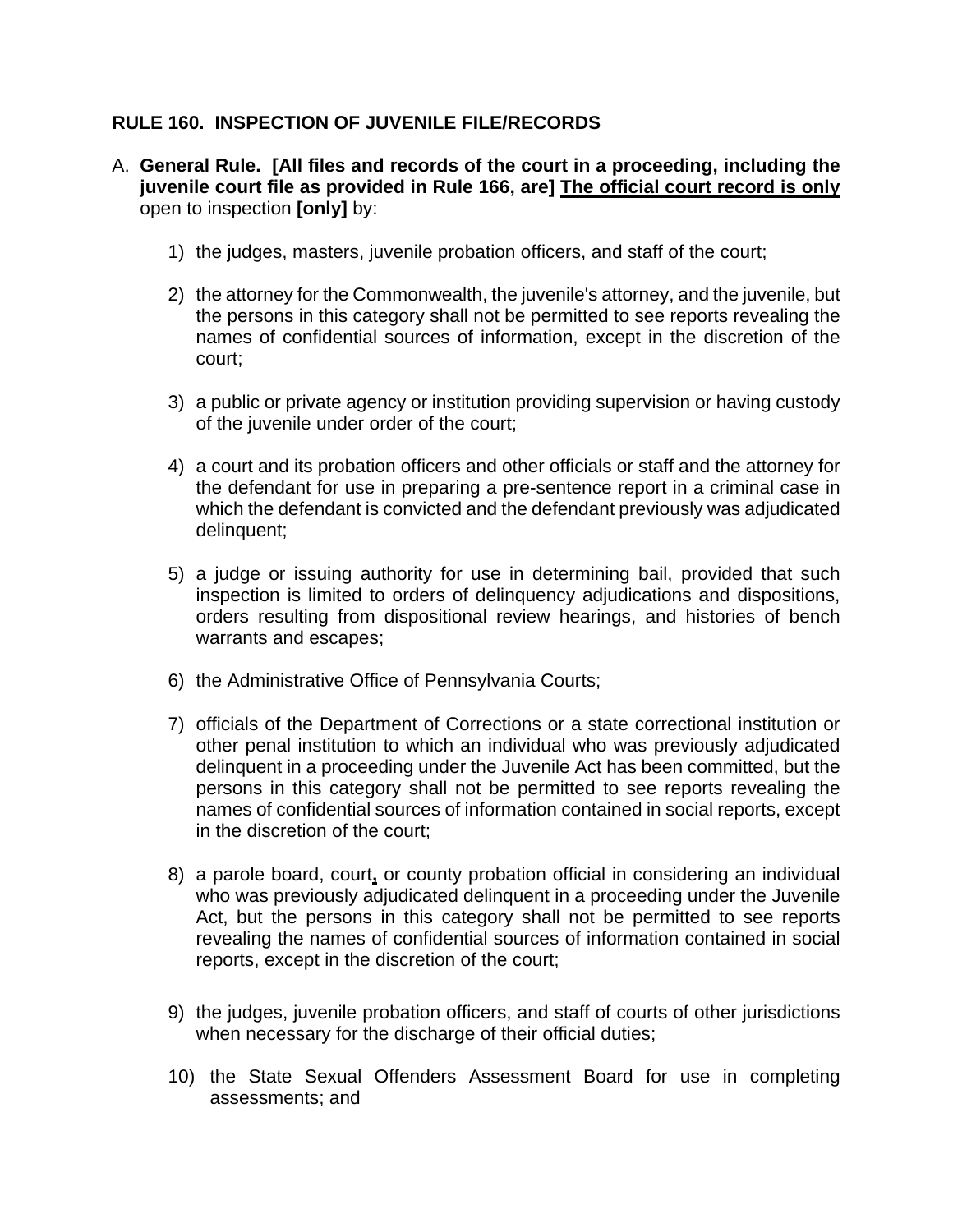**RULE 160. INSPECTION OF JUVENILE FILE/RECORDS**

A. **General Rule. [All files and records of the court in a proceeding, including the juvenile court file as provided in Rule 166, are] <u>The official court record is only</u>** open to inspection **[only]** by:

1) the judges, masters, juvenile probation officers, and staff of the court;

2) the attorney for the Commonwealth, the juvenile's attorney, and the juvenile, but the persons in this category shall not be permitted to see reports revealing the names of confidential sources of information, except in the discretion of the court;

3) a public or private agency or institution providing supervision or having custody of the juvenile under order of the court;

4) a court and its probation officers and other officials or staff and the attorney for the defendant for use in preparing a pre-sentence report in a criminal case in which the defendant is convicted and the defendant previously was adjudicated delinquent;

5) a judge or issuing authority for use in determining bail, provided that such inspection is limited to orders of delinquency adjudications and dispositions, orders resulting from dispositional review hearings, and histories of bench warrants and escapes;

6) the Administrative Office of Pennsylvania Courts;

7) officials of the Department of Corrections or a state correctional institution or other penal institution to which an individual who was previously adjudicated delinquent in a proceeding under the Juvenile Act has been committed, but the persons in this category shall not be permitted to see reports revealing the names of confidential sources of information contained in social reports, except in the discretion of the court;

8) a parole board, court**<u>,</u>** or county probation official in considering an individual who was previously adjudicated delinquent in a proceeding under the Juvenile Act, but the persons in this category shall not be permitted to see reports revealing the names of confidential sources of information contained in social reports, except in the discretion of the court;

9) the judges, juvenile probation officers, and staff of courts of other jurisdictions when necessary for the discharge of their official duties;

10) the State Sexual Offenders Assessment Board for use in completing assessments; and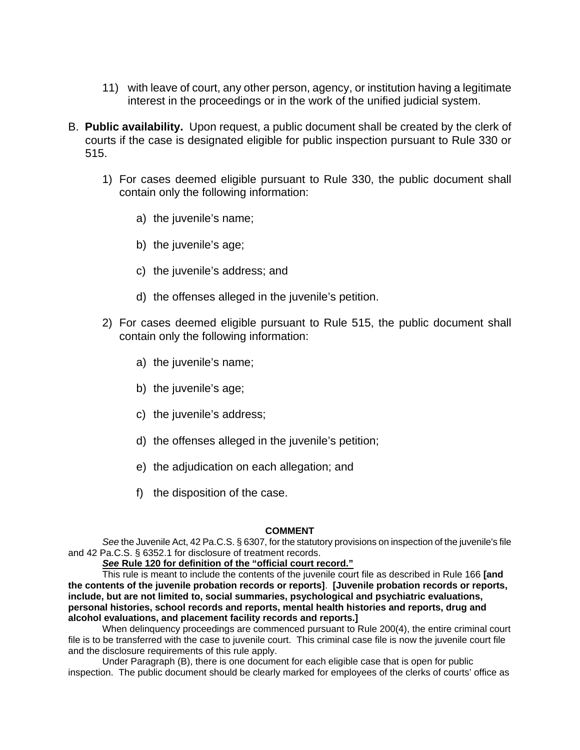11) with leave of court, any other person, agency, or institution having a legitimate interest in the proceedings or in the work of the unified judicial system.

B. **Public availability.** Upon request, a public document shall be created by the clerk of courts if the case is designated eligible for public inspection pursuant to Rule 330 or 515.

1) For cases deemed eligible pursuant to Rule 330, the public document shall contain only the following information:

   a) the juvenile's name;

   b) the juvenile's age;

   c) the juvenile's address; and

   d) the offenses alleged in the juvenile's petition.

2) For cases deemed eligible pursuant to Rule 515, the public document shall contain only the following information:

   a) the juvenile's name;

   b) the juvenile's age;

   c) the juvenile's address;

   d) the offenses alleged in the juvenile's petition;

   e) the adjudication on each allegation; and

   f) the disposition of the case.

**COMMENT**

*See* the Juvenile Act, 42 Pa.C.S. § 6307, for the statutory provisions on inspection of the juvenile's file and 42 Pa.C.S. § 6352.1 for disclosure of treatment records.

***See* Rule 120 for definition of the "official court record."**

This rule is meant to include the contents of the juvenile court file as described in Rule 166 **[and the contents of the juvenile probation records or reports]**. **[Juvenile probation records or reports, include, but are not limited to, social summaries, psychological and psychiatric evaluations, personal histories, school records and reports, mental health histories and reports, drug and alcohol evaluations, and placement facility records and reports.]**

When delinquency proceedings are commenced pursuant to Rule 200(4), the entire criminal court file is to be transferred with the case to juvenile court. This criminal case file is now the juvenile court file and the disclosure requirements of this rule apply.

Under Paragraph (B), there is one document for each eligible case that is open for public inspection. The public document should be clearly marked for employees of the clerks of courts' office as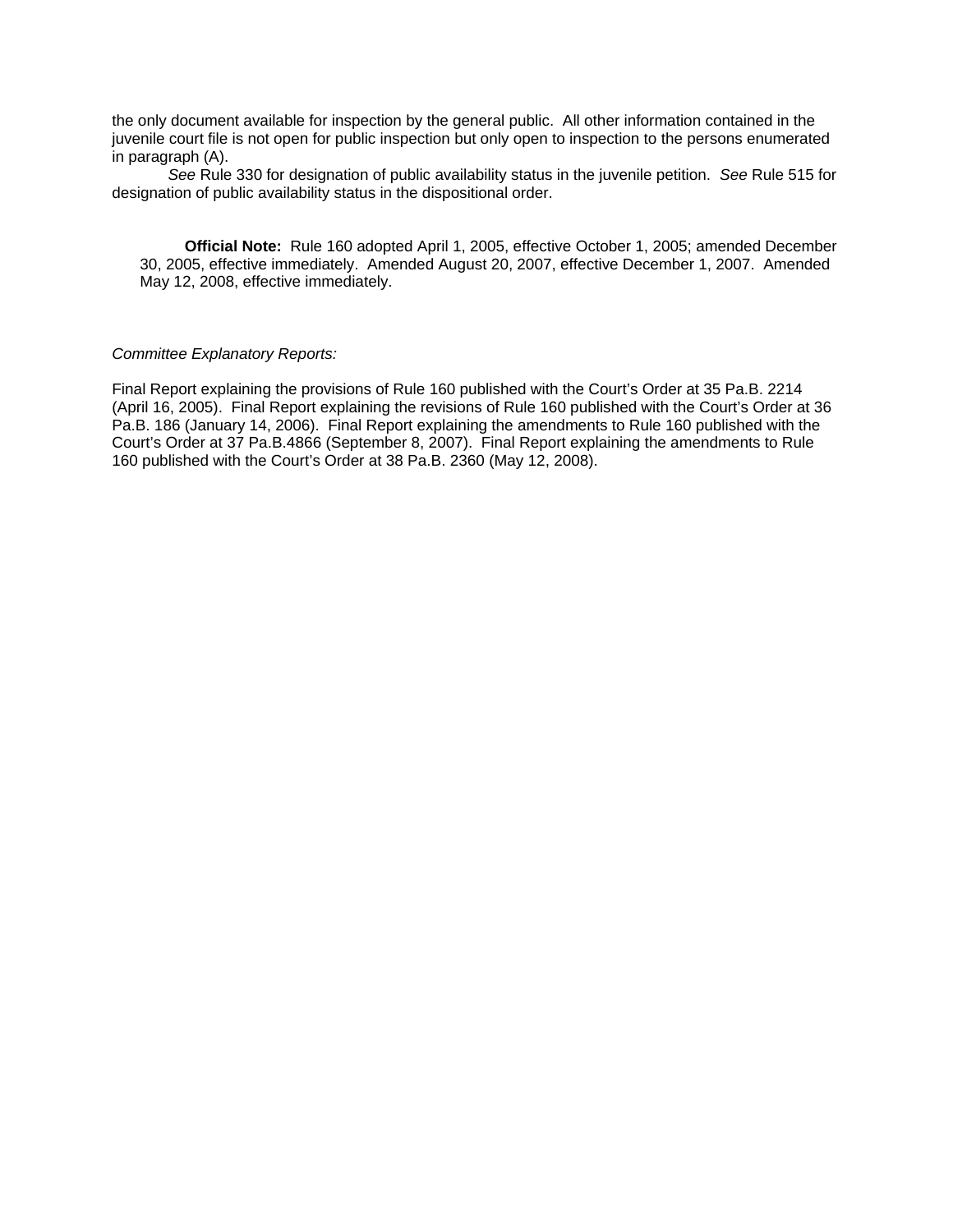the only document available for inspection by the general public. All other information contained in the juvenile court file is not open for public inspection but only open to inspection to the persons enumerated in paragraph (A).

*See* Rule 330 for designation of public availability status in the juvenile petition. *See* Rule 515 for designation of public availability status in the dispositional order.

**Official Note:** Rule 160 adopted April 1, 2005, effective October 1, 2005; amended December 30, 2005, effective immediately. Amended August 20, 2007, effective December 1, 2007. Amended May 12, 2008, effective immediately.

*Committee Explanatory Reports:*

Final Report explaining the provisions of Rule 160 published with the Court's Order at 35 Pa.B. 2214 (April 16, 2005). Final Report explaining the revisions of Rule 160 published with the Court's Order at 36 Pa.B. 186 (January 14, 2006). Final Report explaining the amendments to Rule 160 published with the Court's Order at 37 Pa.B.4866 (September 8, 2007). Final Report explaining the amendments to Rule 160 published with the Court's Order at 38 Pa.B. 2360 (May 12, 2008).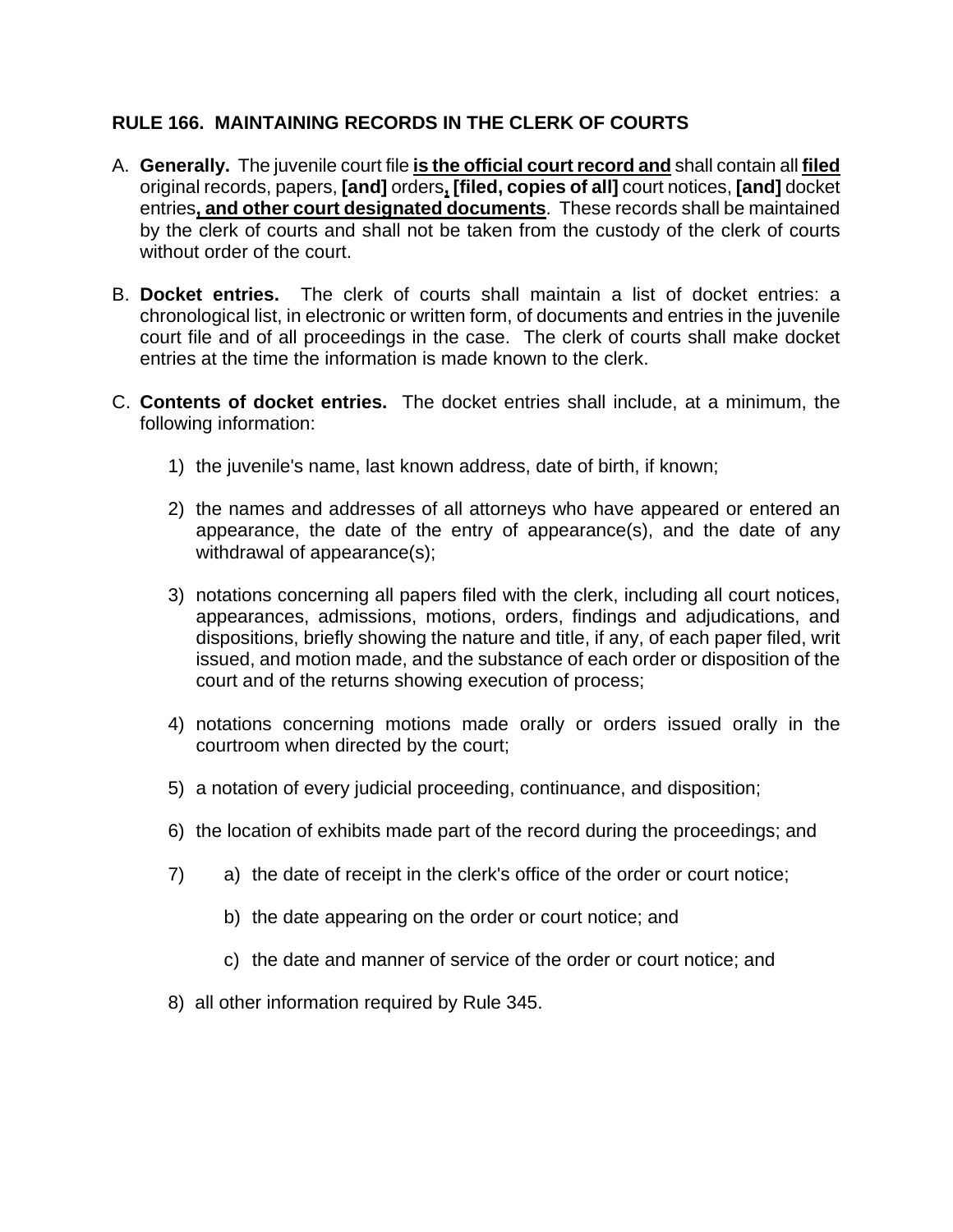### RULE 166. MAINTAINING RECORDS IN THE CLERK OF COURTS

A. **Generally.** The juvenile court file **<u>is the official court record and</u>** shall contain all **<u>filed</u>** original records, papers, **[and]** orders**<u>,</u> [filed, copies of all]** court notices, **[and]** docket entries**<u>, and other court designated documents</u>**. These records shall be maintained by the clerk of courts and shall not be taken from the custody of the clerk of courts without order of the court.

B. **Docket entries.** The clerk of courts shall maintain a list of docket entries: a chronological list, in electronic or written form, of documents and entries in the juvenile court file and of all proceedings in the case. The clerk of courts shall make docket entries at the time the information is made known to the clerk.

C. **Contents of docket entries.** The docket entries shall include, at a minimum, the following information:

1) the juvenile's name, last known address, date of birth, if known;

2) the names and addresses of all attorneys who have appeared or entered an appearance, the date of the entry of appearance(s), and the date of any withdrawal of appearance(s);

3) notations concerning all papers filed with the clerk, including all court notices, appearances, admissions, motions, orders, findings and adjudications, and dispositions, briefly showing the nature and title, if any, of each paper filed, writ issued, and motion made, and the substance of each order or disposition of the court and of the returns showing execution of process;

4) notations concerning motions made orally or orders issued orally in the courtroom when directed by the court;

5) a notation of every judicial proceeding, continuance, and disposition;

6) the location of exhibits made part of the record during the proceedings; and

7) a) the date of receipt in the clerk's office of the order or court notice;

   b) the date appearing on the order or court notice; and

   c) the date and manner of service of the order or court notice; and

8) all other information required by Rule 345.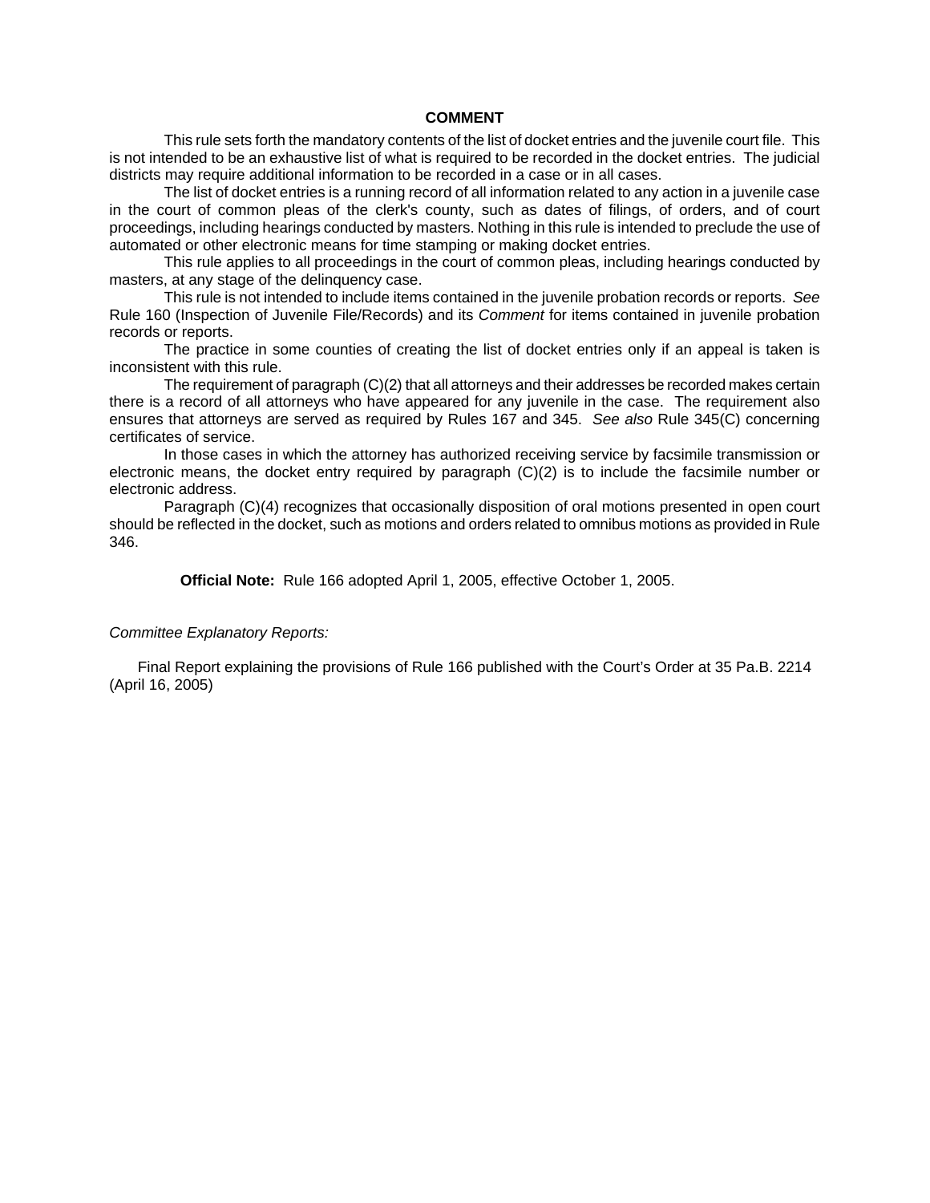## COMMENT

This rule sets forth the mandatory contents of the list of docket entries and the juvenile court file. This is not intended to be an exhaustive list of what is required to be recorded in the docket entries. The judicial districts may require additional information to be recorded in a case or in all cases.

The list of docket entries is a running record of all information related to any action in a juvenile case in the court of common pleas of the clerk's county, such as dates of filings, of orders, and of court proceedings, including hearings conducted by masters. Nothing in this rule is intended to preclude the use of automated or other electronic means for time stamping or making docket entries.

This rule applies to all proceedings in the court of common pleas, including hearings conducted by masters, at any stage of the delinquency case.

This rule is not intended to include items contained in the juvenile probation records or reports. *See* Rule 160 (Inspection of Juvenile File/Records) and its *Comment* for items contained in juvenile probation records or reports.

The practice in some counties of creating the list of docket entries only if an appeal is taken is inconsistent with this rule.

The requirement of paragraph (C)(2) that all attorneys and their addresses be recorded makes certain there is a record of all attorneys who have appeared for any juvenile in the case. The requirement also ensures that attorneys are served as required by Rules 167 and 345. *See also* Rule 345(C) concerning certificates of service.

In those cases in which the attorney has authorized receiving service by facsimile transmission or electronic means, the docket entry required by paragraph (C)(2) is to include the facsimile number or electronic address.

Paragraph (C)(4) recognizes that occasionally disposition of oral motions presented in open court should be reflected in the docket, such as motions and orders related to omnibus motions as provided in Rule 346.

**Official Note:** Rule 166 adopted April 1, 2005, effective October 1, 2005.

*Committee Explanatory Reports:*

Final Report explaining the provisions of Rule 166 published with the Court's Order at 35 Pa.B. 2214 (April 16, 2005)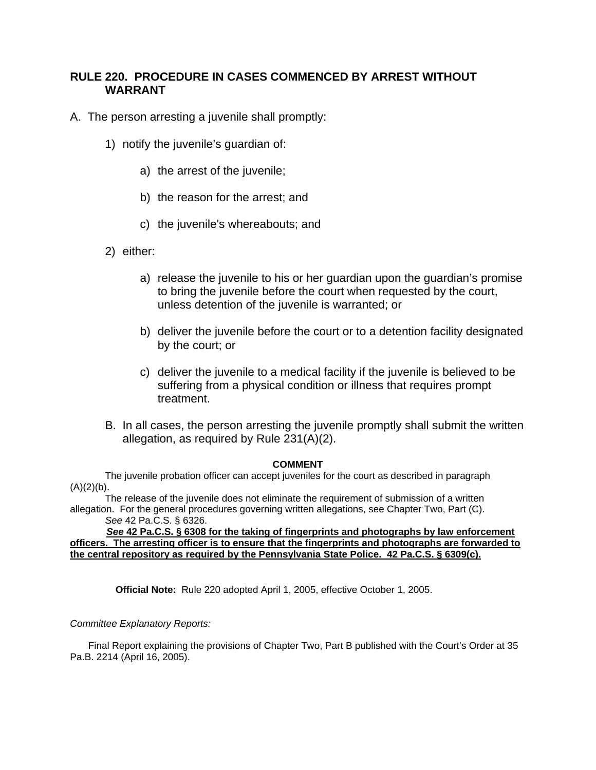## RULE 220. PROCEDURE IN CASES COMMENCED BY ARREST WITHOUT WARRANT

A. The person arresting a juvenile shall promptly:

1) notify the juvenile's guardian of:

   a) the arrest of the juvenile;

   b) the reason for the arrest; and

   c) the juvenile's whereabouts; and

2) either:

   a) release the juvenile to his or her guardian upon the guardian's promise to bring the juvenile before the court when requested by the court, unless detention of the juvenile is warranted; or

   b) deliver the juvenile before the court or to a detention facility designated by the court; or

   c) deliver the juvenile to a medical facility if the juvenile is believed to be suffering from a physical condition or illness that requires prompt treatment.

B. In all cases, the person arresting the juvenile promptly shall submit the written allegation, as required by Rule 231(A)(2).

**COMMENT**

The juvenile probation officer can accept juveniles for the court as described in paragraph (A)(2)(b).

The release of the juvenile does not eliminate the requirement of submission of a written allegation. For the general procedures governing written allegations, see Chapter Two, Part (C).

*See* 42 Pa.C.S. § 6326.

***See*** **42 Pa.C.S. § 6308 for the taking of fingerprints and photographs by law enforcement officers. The arresting officer is to ensure that the fingerprints and photographs are forwarded to the central repository as required by the Pennsylvania State Police. 42 Pa.C.S. § 6309(c).**

**Official Note:** Rule 220 adopted April 1, 2005, effective October 1, 2005.

*Committee Explanatory Reports:*

Final Report explaining the provisions of Chapter Two, Part B published with the Court's Order at 35 Pa.B. 2214 (April 16, 2005).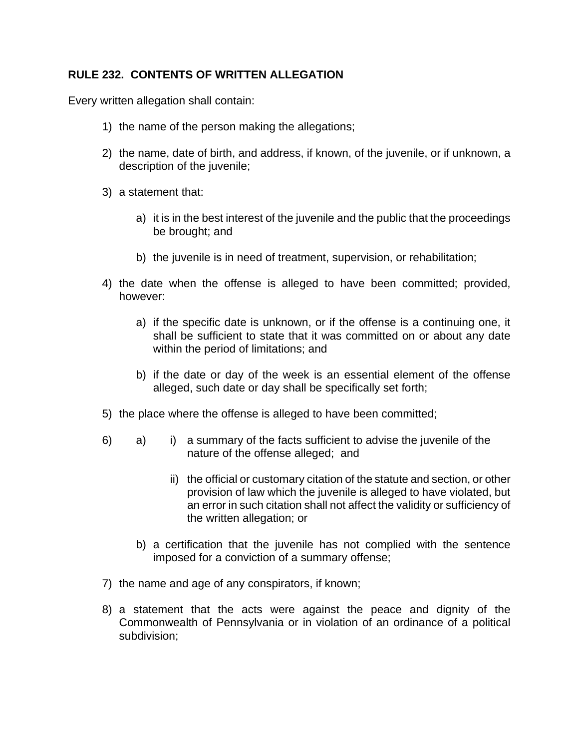## RULE 232. CONTENTS OF WRITTEN ALLEGATION

Every written allegation shall contain:

1) the name of the person making the allegations;

2) the name, date of birth, and address, if known, of the juvenile, or if unknown, a description of the juvenile;

3) a statement that:

   a) it is in the best interest of the juvenile and the public that the proceedings be brought; and

   b) the juvenile is in need of treatment, supervision, or rehabilitation;

4) the date when the offense is alleged to have been committed; provided, however:

   a) if the specific date is unknown, or if the offense is a continuing one, it shall be sufficient to state that it was committed on or about any date within the period of limitations; and

   b) if the date or day of the week is an essential element of the offense alleged, such date or day shall be specifically set forth;

5) the place where the offense is alleged to have been committed;

6) a) i) a summary of the facts sufficient to advise the juvenile of the nature of the offense alleged; and

   ii) the official or customary citation of the statute and section, or other provision of law which the juvenile is alleged to have violated, but an error in such citation shall not affect the validity or sufficiency of the written allegation; or

   b) a certification that the juvenile has not complied with the sentence imposed for a conviction of a summary offense;

7) the name and age of any conspirators, if known;

8) a statement that the acts were against the peace and dignity of the Commonwealth of Pennsylvania or in violation of an ordinance of a political subdivision;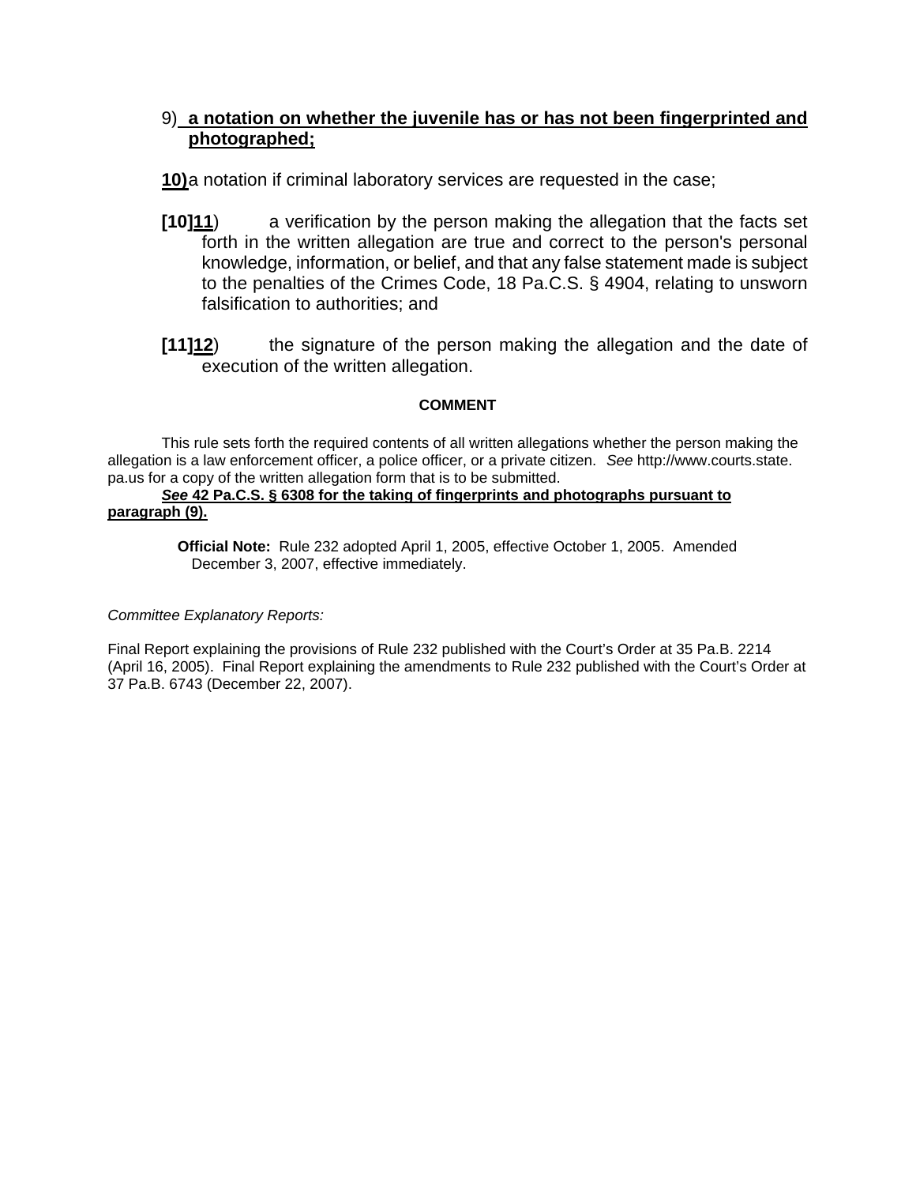9) **a notation on whether the juvenile has or has not been fingerprinted and photographed;**

**10)** a notation if criminal laboratory services are requested in the case;

**[10]11**) a verification by the person making the allegation that the facts set forth in the written allegation are true and correct to the person's personal knowledge, information, or belief, and that any false statement made is subject to the penalties of the Crimes Code, 18 Pa.C.S. § 4904, relating to unsworn falsification to authorities; and

**[11]12**) the signature of the person making the allegation and the date of execution of the written allegation.

**COMMENT**

This rule sets forth the required contents of all written allegations whether the person making the allegation is a law enforcement officer, a police officer, or a private citizen. *See* http://www.courts.state.pa.us for a copy of the written allegation form that is to be submitted.

***See* 42 Pa.C.S. § 6308 for the taking of fingerprints and photographs pursuant to paragraph (9).**

**Official Note:** Rule 232 adopted April 1, 2005, effective October 1, 2005. Amended December 3, 2007, effective immediately.

*Committee Explanatory Reports:*

Final Report explaining the provisions of Rule 232 published with the Court's Order at 35 Pa.B. 2214 (April 16, 2005). Final Report explaining the amendments to Rule 232 published with the Court's Order at 37 Pa.B. 6743 (December 22, 2007).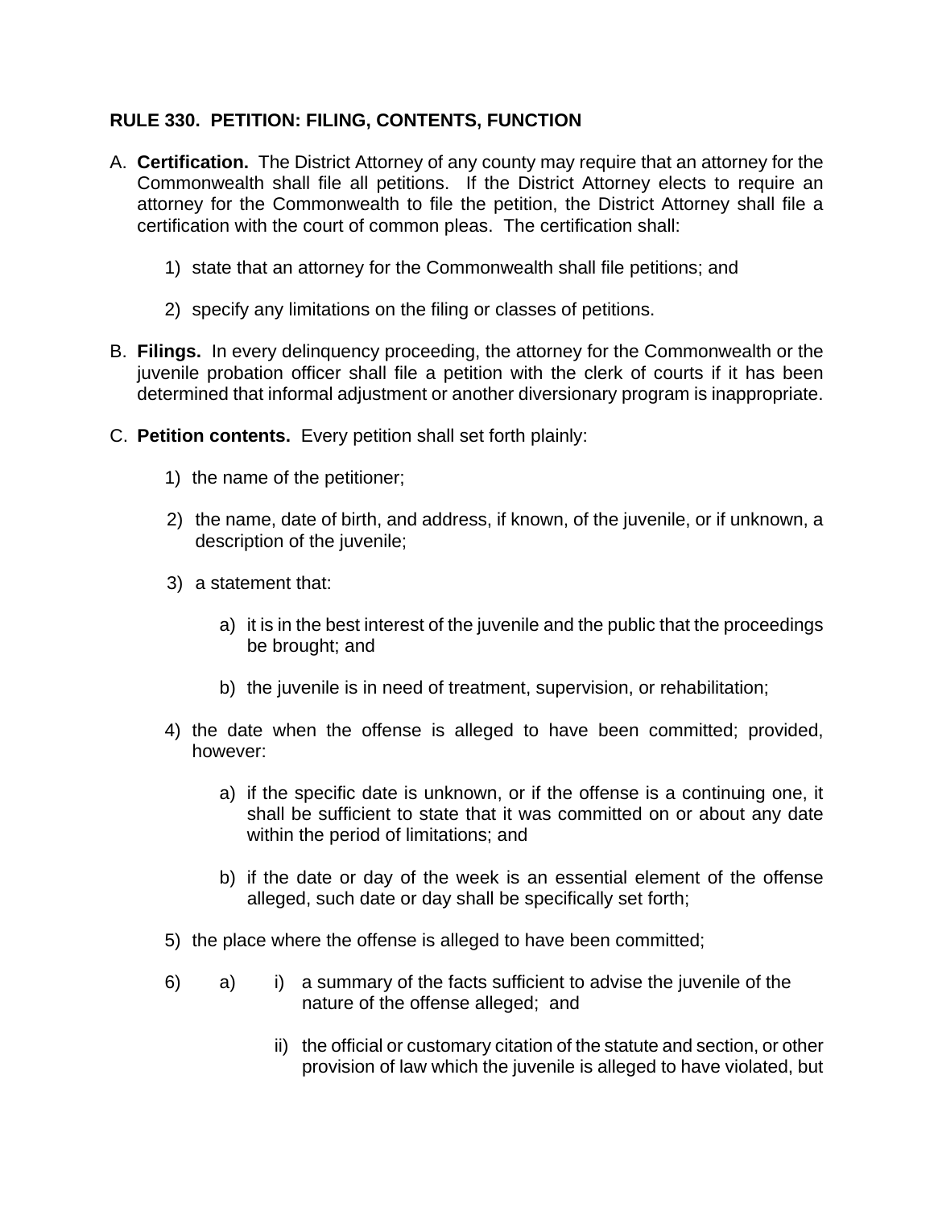**RULE 330. PETITION: FILING, CONTENTS, FUNCTION**

A. **Certification.** The District Attorney of any county may require that an attorney for the Commonwealth shall file all petitions. If the District Attorney elects to require an attorney for the Commonwealth to file the petition, the District Attorney shall file a certification with the court of common pleas. The certification shall:

   1) state that an attorney for the Commonwealth shall file petitions; and

   2) specify any limitations on the filing or classes of petitions.

B. **Filings.** In every delinquency proceeding, the attorney for the Commonwealth or the juvenile probation officer shall file a petition with the clerk of courts if it has been determined that informal adjustment or another diversionary program is inappropriate.

C. **Petition contents.** Every petition shall set forth plainly:

   1) the name of the petitioner;

   2) the name, date of birth, and address, if known, of the juvenile, or if unknown, a description of the juvenile;

   3) a statement that:

      a) it is in the best interest of the juvenile and the public that the proceedings be brought; and

      b) the juvenile is in need of treatment, supervision, or rehabilitation;

   4) the date when the offense is alleged to have been committed; provided, however:

      a) if the specific date is unknown, or if the offense is a continuing one, it shall be sufficient to state that it was committed on or about any date within the period of limitations; and

      b) if the date or day of the week is an essential element of the offense alleged, such date or day shall be specifically set forth;

   5) the place where the offense is alleged to have been committed;

   6) a) i) a summary of the facts sufficient to advise the juvenile of the nature of the offense alleged; and

      ii) the official or customary citation of the statute and section, or other provision of law which the juvenile is alleged to have violated, but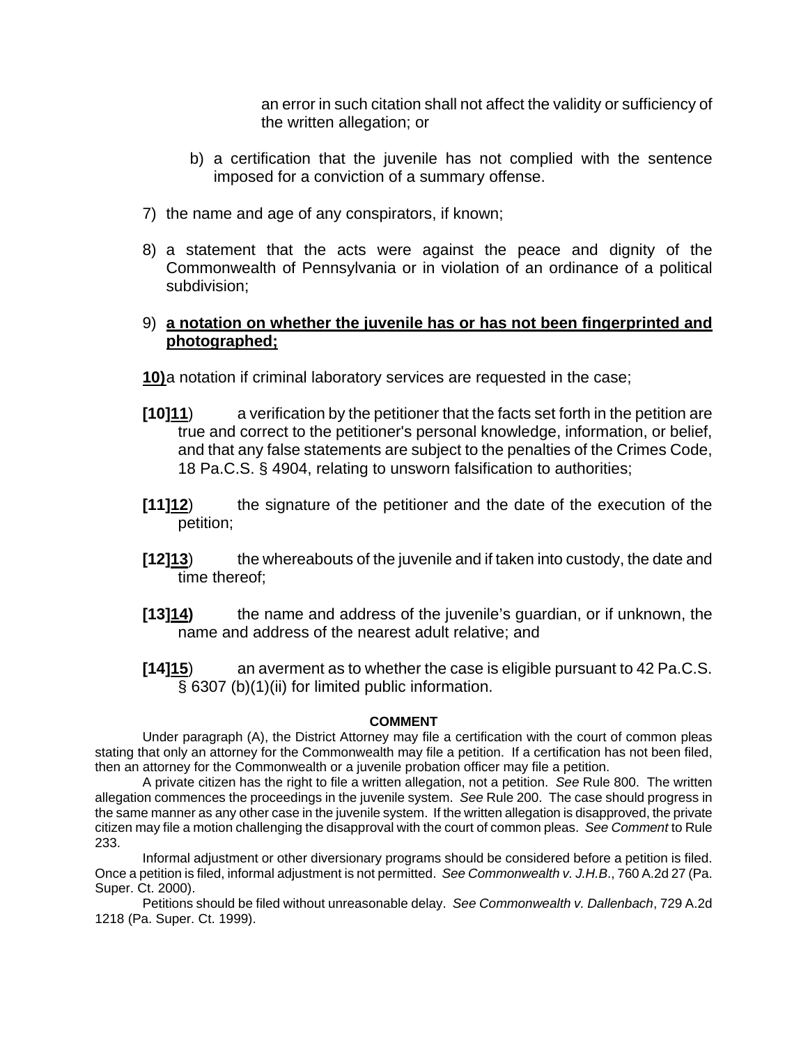an error in such citation shall not affect the validity or sufficiency of the written allegation; or

b) a certification that the juvenile has not complied with the sentence imposed for a conviction of a summary offense.

7) the name and age of any conspirators, if known;

8) a statement that the acts were against the peace and dignity of the Commonwealth of Pennsylvania or in violation of an ordinance of a political subdivision;

9) **a notation on whether the juvenile has or has not been fingerprinted and photographed;**

**10)** a notation if criminal laboratory services are requested in the case;

**[10]11**) a verification by the petitioner that the facts set forth in the petition are true and correct to the petitioner's personal knowledge, information, or belief, and that any false statements are subject to the penalties of the Crimes Code, 18 Pa.C.S. § 4904, relating to unsworn falsification to authorities;

**[11]12**) the signature of the petitioner and the date of the execution of the petition;

**[12]13**) the whereabouts of the juvenile and if taken into custody, the date and time thereof;

**[13]14)** the name and address of the juvenile's guardian, or if unknown, the name and address of the nearest adult relative; and

**[14]15**) an averment as to whether the case is eligible pursuant to 42 Pa.C.S. § 6307 (b)(1)(ii) for limited public information.

**COMMENT**

Under paragraph (A), the District Attorney may file a certification with the court of common pleas stating that only an attorney for the Commonwealth may file a petition. If a certification has not been filed, then an attorney for the Commonwealth or a juvenile probation officer may file a petition.

A private citizen has the right to file a written allegation, not a petition. *See* Rule 800. The written allegation commences the proceedings in the juvenile system. *See* Rule 200. The case should progress in the same manner as any other case in the juvenile system. If the written allegation is disapproved, the private citizen may file a motion challenging the disapproval with the court of common pleas. *See Comment* to Rule 233.

Informal adjustment or other diversionary programs should be considered before a petition is filed. Once a petition is filed, informal adjustment is not permitted. *See Commonwealth v. J.H.B.*, 760 A.2d 27 (Pa. Super. Ct. 2000).

Petitions should be filed without unreasonable delay. *See Commonwealth v. Dallenbach*, 729 A.2d 1218 (Pa. Super. Ct. 1999).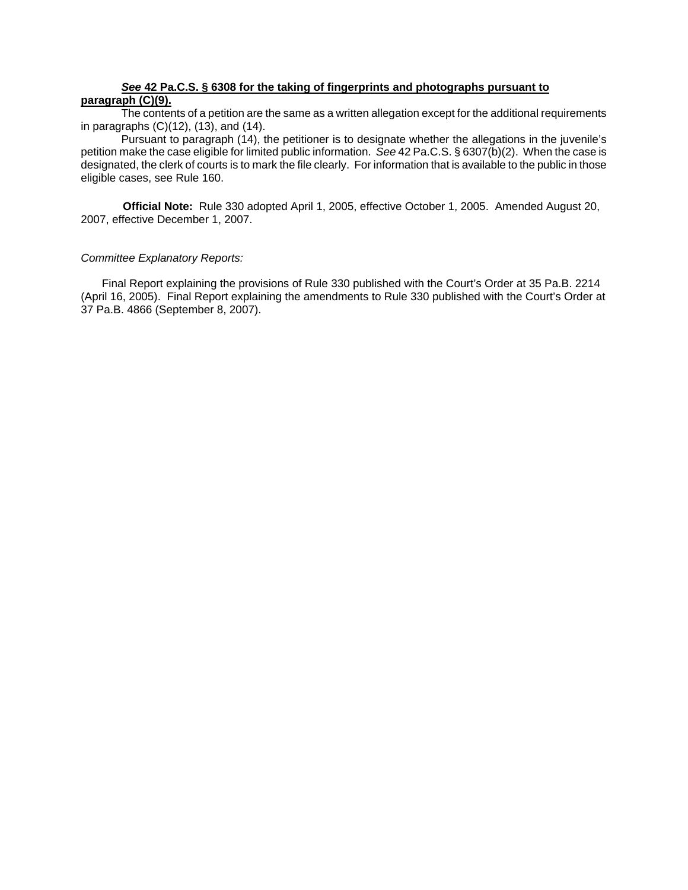***See* 42 Pa.C.S. § 6308 for the taking of fingerprints and photographs pursuant to paragraph (C)(9).**

The contents of a petition are the same as a written allegation except for the additional requirements in paragraphs (C)(12), (13), and (14).

Pursuant to paragraph (14), the petitioner is to designate whether the allegations in the juvenile's petition make the case eligible for limited public information. *See* 42 Pa.C.S. § 6307(b)(2). When the case is designated, the clerk of courts is to mark the file clearly. For information that is available to the public in those eligible cases, see Rule 160.

**Official Note:** Rule 330 adopted April 1, 2005, effective October 1, 2005. Amended August 20, 2007, effective December 1, 2007.

*Committee Explanatory Reports:*

Final Report explaining the provisions of Rule 330 published with the Court's Order at 35 Pa.B. 2214 (April 16, 2005). Final Report explaining the amendments to Rule 330 published with the Court's Order at 37 Pa.B. 4866 (September 8, 2007).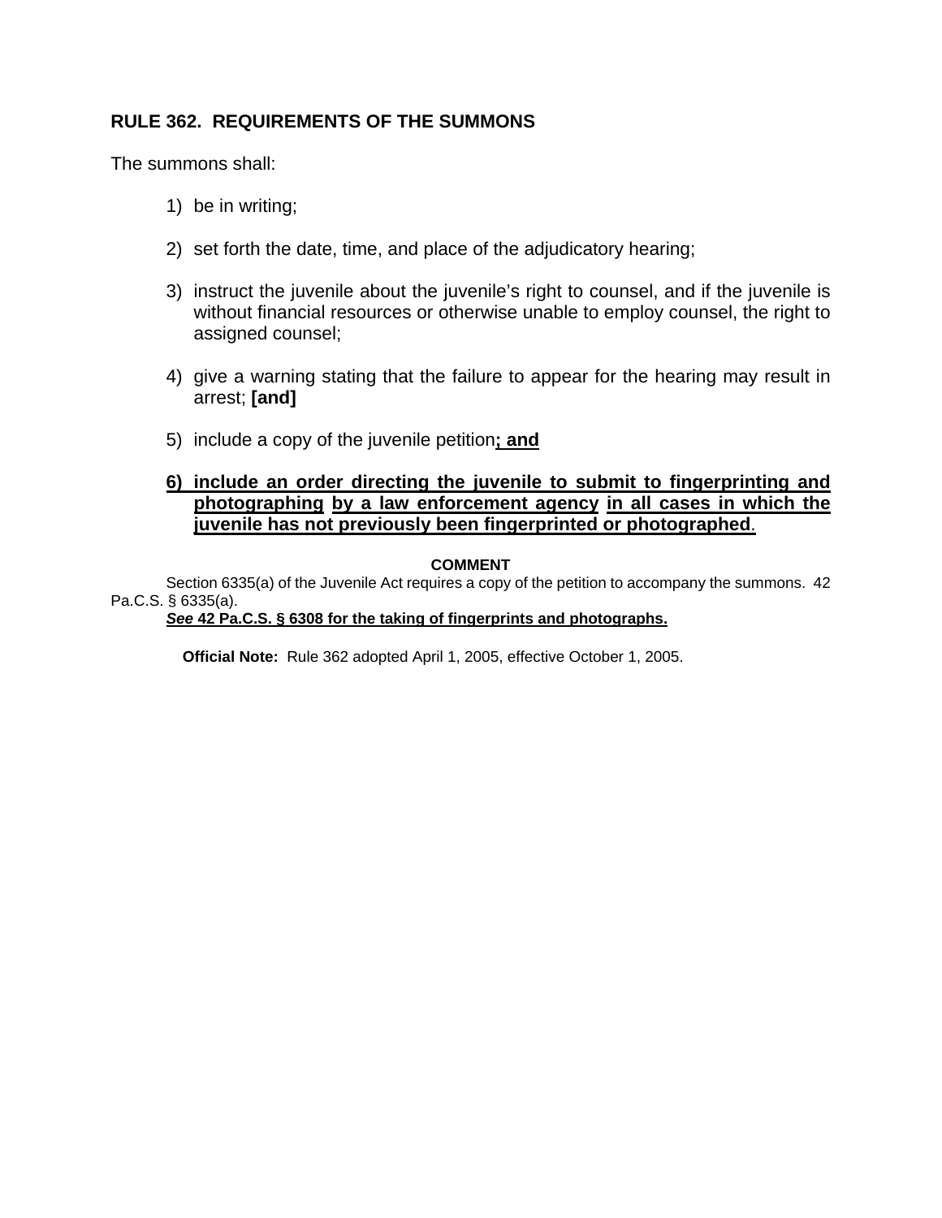## RULE 362. REQUIREMENTS OF THE SUMMONS

The summons shall:

1) be in writing;

2) set forth the date, time, and place of the adjudicatory hearing;

3) instruct the juvenile about the juvenile's right to counsel, and if the juvenile is without financial resources or otherwise unable to employ counsel, the right to assigned counsel;

4) give a warning stating that the failure to appear for the hearing may result in arrest; **[and]**

5) include a copy of the juvenile petition<u>**; and**</u>

<u>**6) include an order directing the juvenile to submit to fingerprinting and photographing by a law enforcement agency in all cases in which the juvenile has not previously been fingerprinted or photographed**</u>.

**COMMENT**

Section 6335(a) of the Juvenile Act requires a copy of the petition to accompany the summons. 42 Pa.C.S. § 6335(a).

<u>***See*** **42 Pa.C.S. § 6308 for the taking of fingerprints and photographs.**</u>

**Official Note:** Rule 362 adopted April 1, 2005, effective October 1, 2005.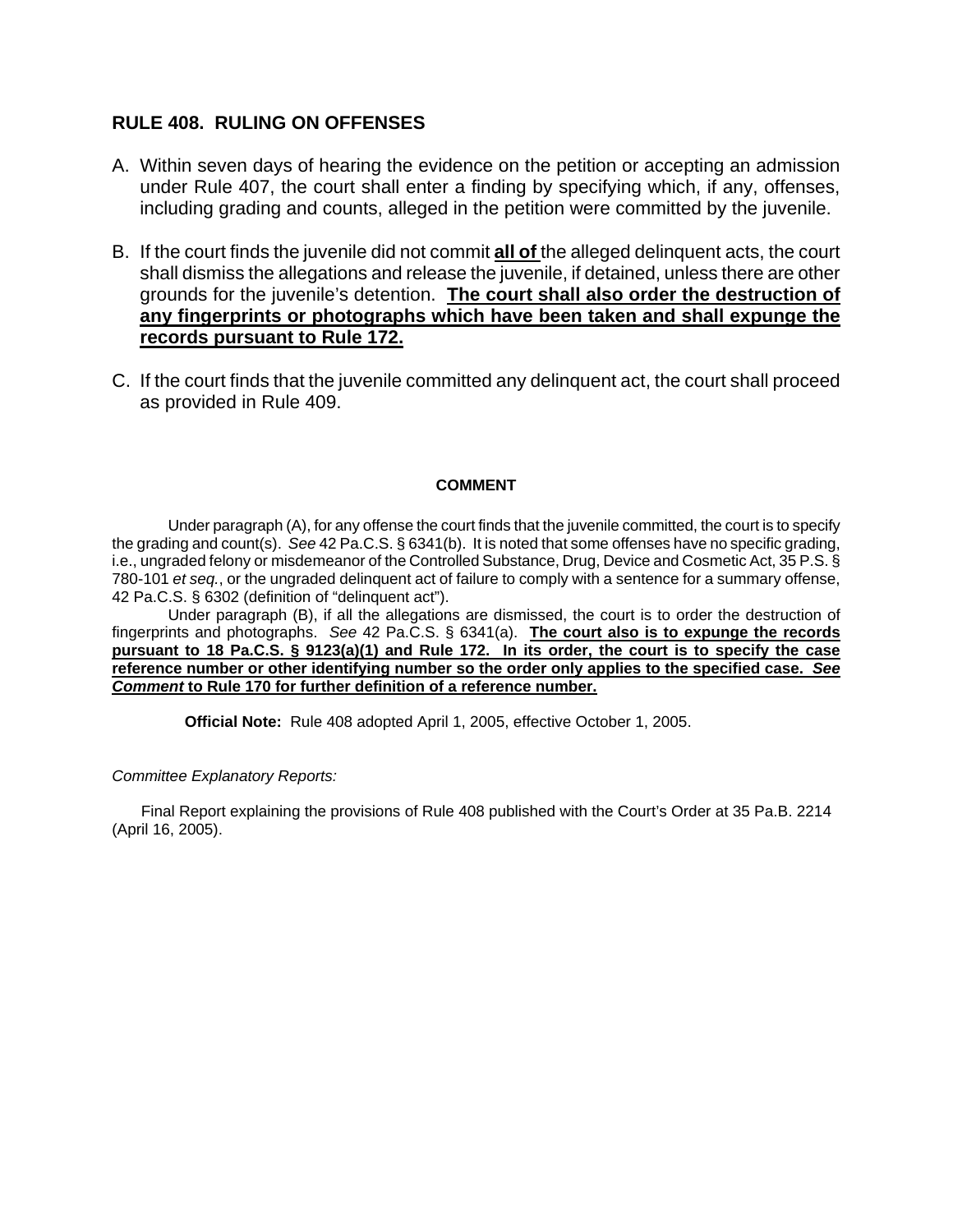## RULE 408. RULING ON OFFENSES

A. Within seven days of hearing the evidence on the petition or accepting an admission under Rule 407, the court shall enter a finding by specifying which, if any, offenses, including grading and counts, alleged in the petition were committed by the juvenile.

B. If the court finds the juvenile did not commit **<u>all of</u>** the alleged delinquent acts, the court shall dismiss the allegations and release the juvenile, if detained, unless there are other grounds for the juvenile's detention. **<u>The court shall also order the destruction of any fingerprints or photographs which have been taken and shall expunge the records pursuant to Rule 172.</u>**

C. If the court finds that the juvenile committed any delinquent act, the court shall proceed as provided in Rule 409.

**COMMENT**

Under paragraph (A), for any offense the court finds that the juvenile committed, the court is to specify the grading and count(s). *See* 42 Pa.C.S. § 6341(b). It is noted that some offenses have no specific grading, i.e., ungraded felony or misdemeanor of the Controlled Substance, Drug, Device and Cosmetic Act, 35 P.S. § 780-101 *et seq.*, or the ungraded delinquent act of failure to comply with a sentence for a summary offense, 42 Pa.C.S. § 6302 (definition of "delinquent act").

Under paragraph (B), if all the allegations are dismissed, the court is to order the destruction of fingerprints and photographs. *See* 42 Pa.C.S. § 6341(a). **<u>The court also is to expunge the records pursuant to 18 Pa.C.S. § 9123(a)(1) and Rule 172. In its order, the court is to specify the case reference number or other identifying number so the order only applies to the specified case. *See Comment* to Rule 170 for further definition of a reference number.</u>**

**Official Note:** Rule 408 adopted April 1, 2005, effective October 1, 2005.

*Committee Explanatory Reports:*

Final Report explaining the provisions of Rule 408 published with the Court's Order at 35 Pa.B. 2214 (April 16, 2005).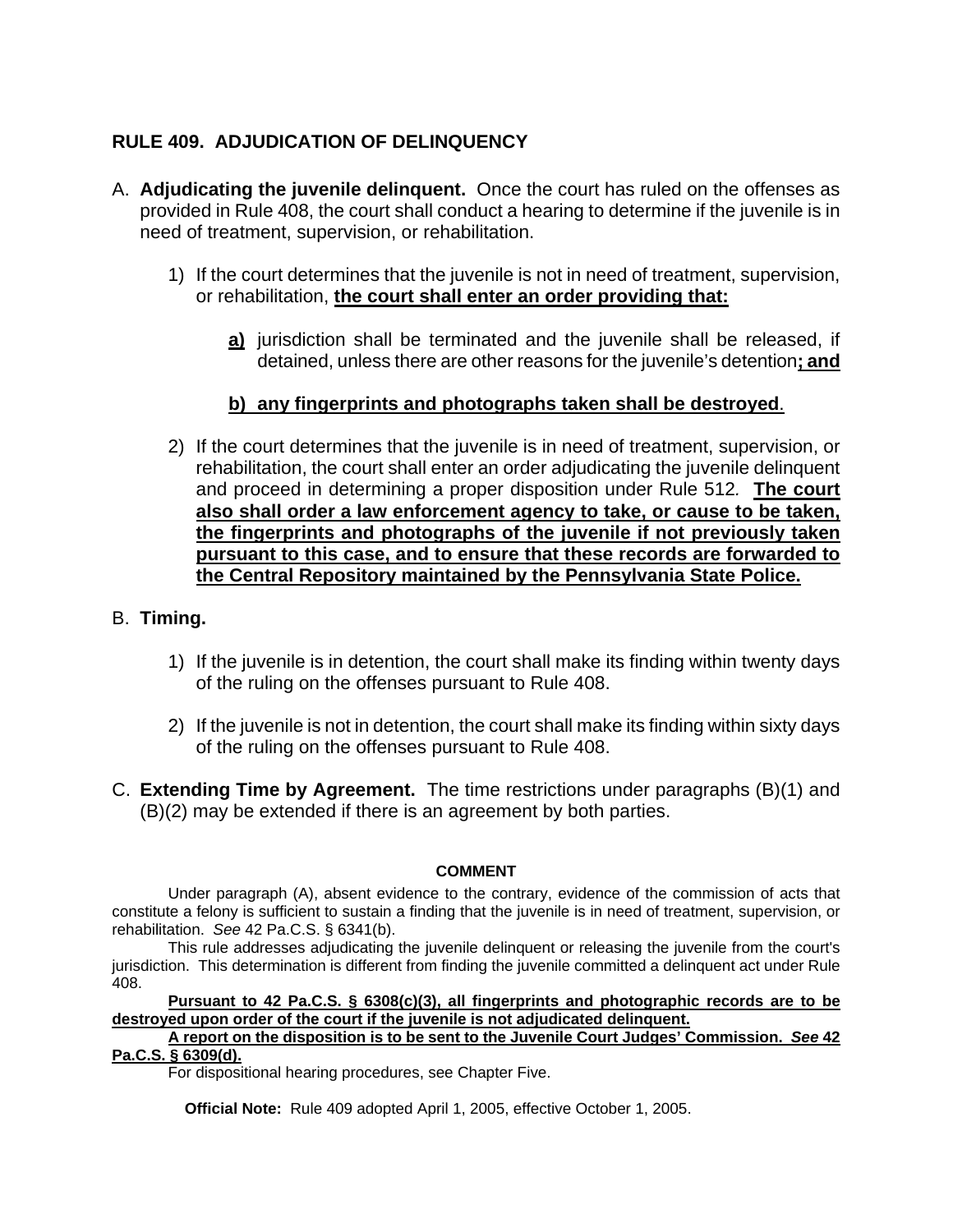## RULE 409. ADJUDICATION OF DELINQUENCY

A. **Adjudicating the juvenile delinquent.** Once the court has ruled on the offenses as provided in Rule 408, the court shall conduct a hearing to determine if the juvenile is in need of treatment, supervision, or rehabilitation.

   1) If the court determines that the juvenile is not in need of treatment, supervision, or rehabilitation, **the court shall enter an order providing that:**

      **a)** jurisdiction shall be terminated and the juvenile shall be released, if detained, unless there are other reasons for the juvenile's detention**; and**

      **b) any fingerprints and photographs taken shall be destroyed**.

   2) If the court determines that the juvenile is in need of treatment, supervision, or rehabilitation, the court shall enter an order adjudicating the juvenile delinquent and proceed in determining a proper disposition under Rule 512. **The court also shall order a law enforcement agency to take, or cause to be taken, the fingerprints and photographs of the juvenile if not previously taken pursuant to this case, and to ensure that these records are forwarded to the Central Repository maintained by the Pennsylvania State Police.**

B. **Timing.**

   1) If the juvenile is in detention, the court shall make its finding within twenty days of the ruling on the offenses pursuant to Rule 408.

   2) If the juvenile is not in detention, the court shall make its finding within sixty days of the ruling on the offenses pursuant to Rule 408.

C. **Extending Time by Agreement.** The time restrictions under paragraphs (B)(1) and (B)(2) may be extended if there is an agreement by both parties.

**COMMENT**

Under paragraph (A), absent evidence to the contrary, evidence of the commission of acts that constitute a felony is sufficient to sustain a finding that the juvenile is in need of treatment, supervision, or rehabilitation. *See* 42 Pa.C.S. § 6341(b).

This rule addresses adjudicating the juvenile delinquent or releasing the juvenile from the court's jurisdiction. This determination is different from finding the juvenile committed a delinquent act under Rule 408.

**Pursuant to 42 Pa.C.S. § 6308(c)(3), all fingerprints and photographic records are to be destroyed upon order of the court if the juvenile is not adjudicated delinquent.**

**A report on the disposition is to be sent to the Juvenile Court Judges' Commission. *See* 42 Pa.C.S. § 6309(d).**

For dispositional hearing procedures, see Chapter Five.

**Official Note:** Rule 409 adopted April 1, 2005, effective October 1, 2005.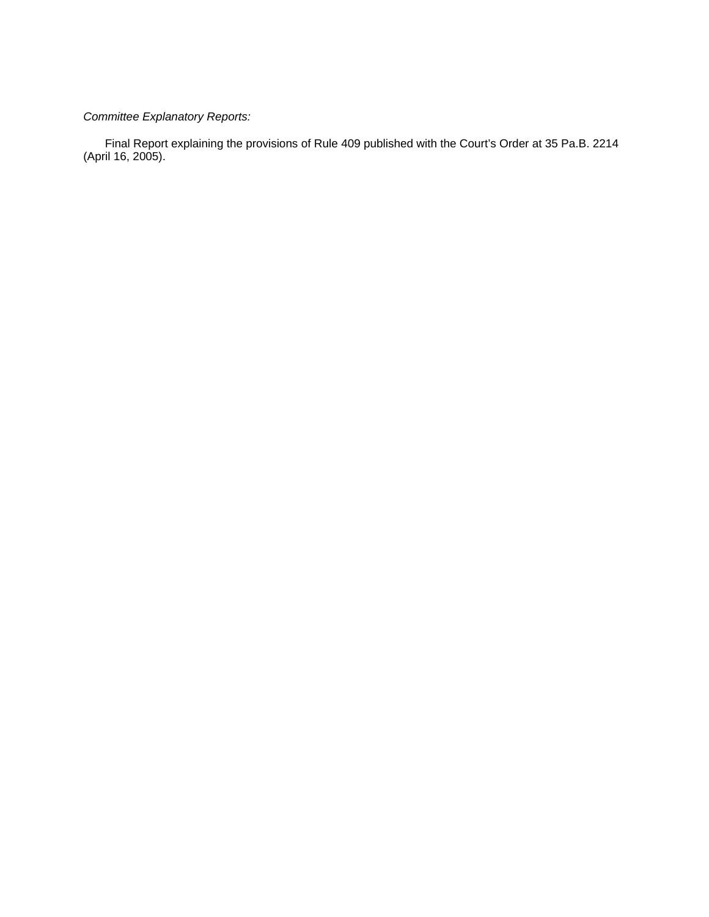*Committee Explanatory Reports:*

Final Report explaining the provisions of Rule 409 published with the Court's Order at 35 Pa.B. 2214 (April 16, 2005).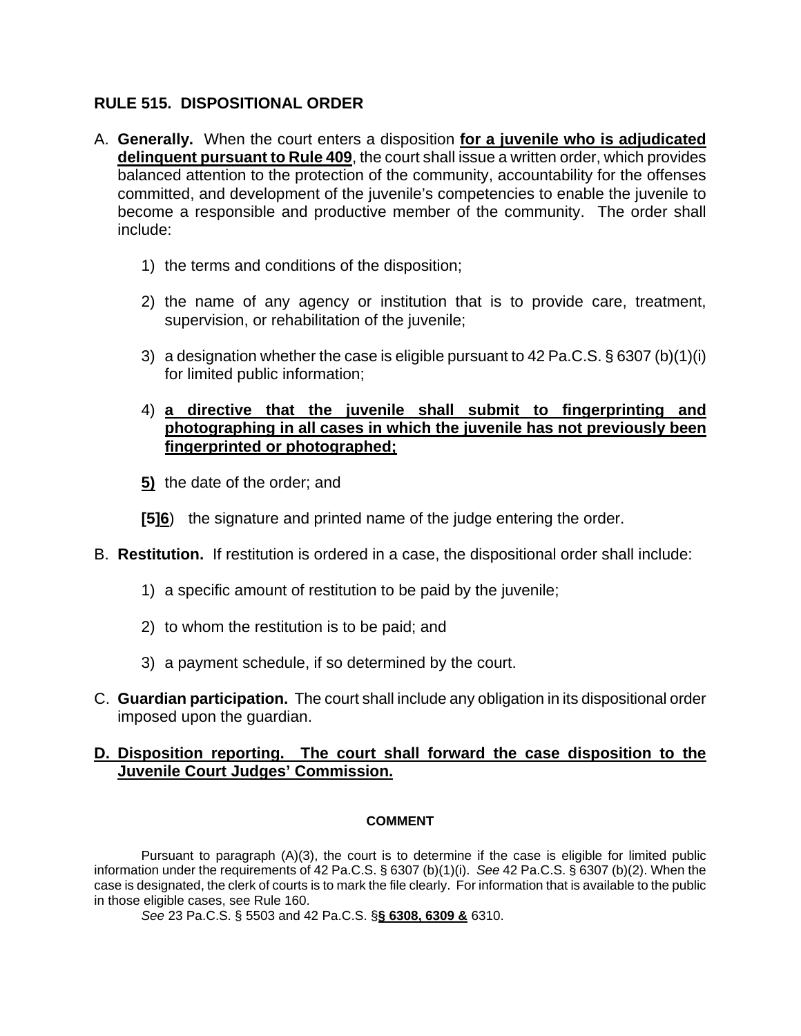## RULE 515. DISPOSITIONAL ORDER

A. **Generally.** When the court enters a disposition **for a juvenile who is adjudicated delinquent pursuant to Rule 409**, the court shall issue a written order, which provides balanced attention to the protection of the community, accountability for the offenses committed, and development of the juvenile's competencies to enable the juvenile to become a responsible and productive member of the community. The order shall include:

   1) the terms and conditions of the disposition;

   2) the name of any agency or institution that is to provide care, treatment, supervision, or rehabilitation of the juvenile;

   3) a designation whether the case is eligible pursuant to 42 Pa.C.S. § 6307 (b)(1)(i) for limited public information;

   4) **a directive that the juvenile shall submit to fingerprinting and photographing in all cases in which the juvenile has not previously been fingerprinted or photographed;**

   **5)** the date of the order; and

   **[5]6**) the signature and printed name of the judge entering the order.

B. **Restitution.** If restitution is ordered in a case, the dispositional order shall include:

   1) a specific amount of restitution to be paid by the juvenile;

   2) to whom the restitution is to be paid; and

   3) a payment schedule, if so determined by the court.

C. **Guardian participation.** The court shall include any obligation in its dispositional order imposed upon the guardian.

**D. Disposition reporting. The court shall forward the case disposition to the Juvenile Court Judges' Commission.**

### COMMENT

Pursuant to paragraph (A)(3), the court is to determine if the case is eligible for limited public information under the requirements of 42 Pa.C.S. § 6307 (b)(1)(i). *See* 42 Pa.C.S. § 6307 (b)(2). When the case is designated, the clerk of courts is to mark the file clearly. For information that is available to the public in those eligible cases, see Rule 160.

*See* 23 Pa.C.S. § 5503 and 42 Pa.C.S. §**§ 6308, 6309 &** 6310.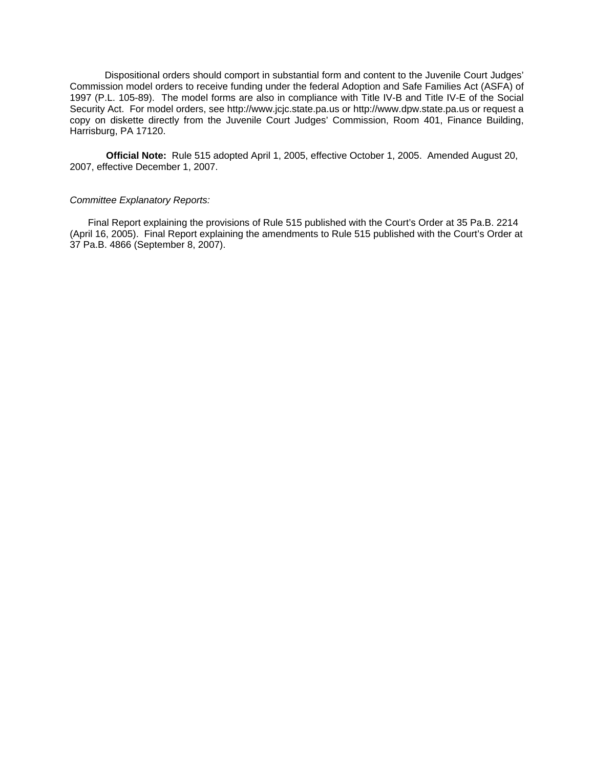Dispositional orders should comport in substantial form and content to the Juvenile Court Judges' Commission model orders to receive funding under the federal Adoption and Safe Families Act (ASFA) of 1997 (P.L. 105-89). The model forms are also in compliance with Title IV-B and Title IV-E of the Social Security Act. For model orders, see http://www.jcjc.state.pa.us or http://www.dpw.state.pa.us or request a copy on diskette directly from the Juvenile Court Judges' Commission, Room 401, Finance Building, Harrisburg, PA 17120.

**Official Note:** Rule 515 adopted April 1, 2005, effective October 1, 2005. Amended August 20, 2007, effective December 1, 2007.

*Committee Explanatory Reports:*

Final Report explaining the provisions of Rule 515 published with the Court's Order at 35 Pa.B. 2214 (April 16, 2005). Final Report explaining the amendments to Rule 515 published with the Court's Order at 37 Pa.B. 4866 (September 8, 2007).